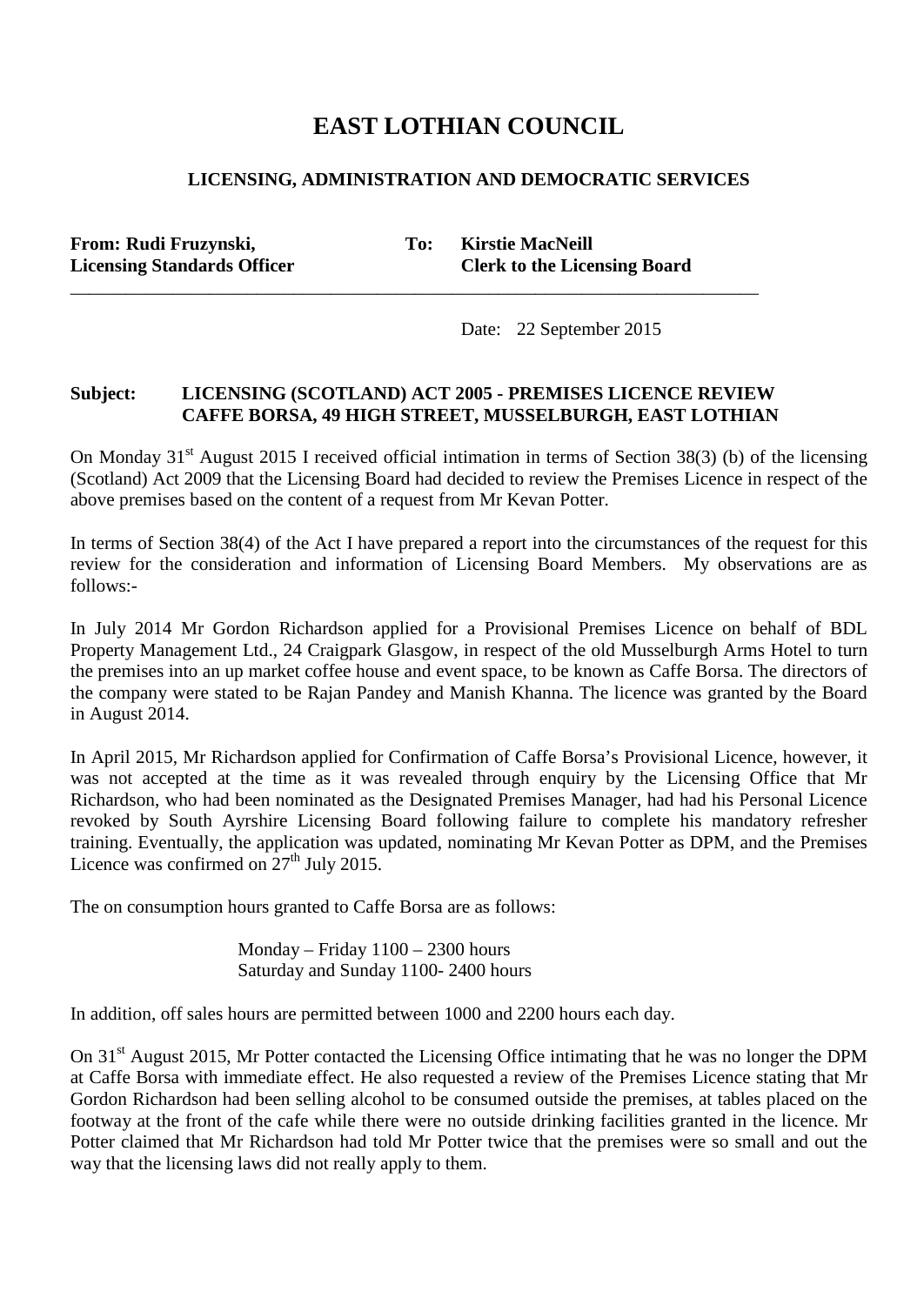# EAST LOTHIAN COUNCIL

## LICENSING, ADMINISTRATION AND DEMOCRATIC SERVICES

**From: Rudi Fruzynski,**
**Licensing Standards Officer**

**To: Kirstie MacNeill**
**Clerk to the Licensing Board**

---

Date: 22 September 2015

**Subject: LICENSING (SCOTLAND) ACT 2005 - PREMISES LICENCE REVIEW CAFFE BORSA, 49 HIGH STREET, MUSSELBURGH, EAST LOTHIAN**

On Monday 31st August 2015 I received official intimation in terms of Section 38(3) (b) of the licensing (Scotland) Act 2009 that the Licensing Board had decided to review the Premises Licence in respect of the above premises based on the content of a request from Mr Kevan Potter.

In terms of Section 38(4) of the Act I have prepared a report into the circumstances of the request for this review for the consideration and information of Licensing Board Members. My observations are as follows:-

In July 2014 Mr Gordon Richardson applied for a Provisional Premises Licence on behalf of BDL Property Management Ltd., 24 Craigpark Glasgow, in respect of the old Musselburgh Arms Hotel to turn the premises into an up market coffee house and event space, to be known as Caffe Borsa. The directors of the company were stated to be Rajan Pandey and Manish Khanna. The licence was granted by the Board in August 2014.

In April 2015, Mr Richardson applied for Confirmation of Caffe Borsa's Provisional Licence, however, it was not accepted at the time as it was revealed through enquiry by the Licensing Office that Mr Richardson, who had been nominated as the Designated Premises Manager, had had his Personal Licence revoked by South Ayrshire Licensing Board following failure to complete his mandatory refresher training. Eventually, the application was updated, nominating Mr Kevan Potter as DPM, and the Premises Licence was confirmed on 27th July 2015.

The on consumption hours granted to Caffe Borsa are as follows:

Monday – Friday 1100 – 2300 hours
Saturday and Sunday 1100- 2400 hours

In addition, off sales hours are permitted between 1000 and 2200 hours each day.

On 31st August 2015, Mr Potter contacted the Licensing Office intimating that he was no longer the DPM at Caffe Borsa with immediate effect. He also requested a review of the Premises Licence stating that Mr Gordon Richardson had been selling alcohol to be consumed outside the premises, at tables placed on the footway at the front of the cafe while there were no outside drinking facilities granted in the licence. Mr Potter claimed that Mr Richardson had told Mr Potter twice that the premises were so small and out the way that the licensing laws did not really apply to them.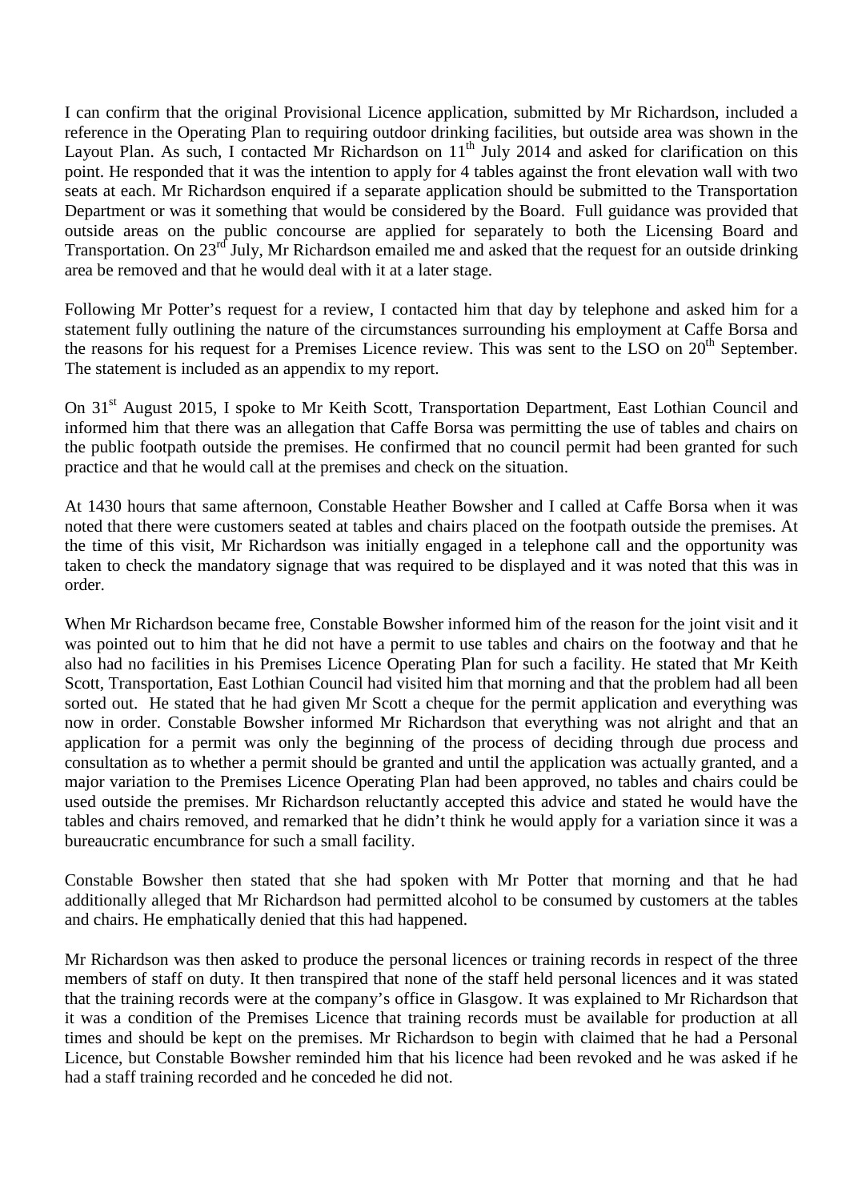I can confirm that the original Provisional Licence application, submitted by Mr Richardson, included a reference in the Operating Plan to requiring outdoor drinking facilities, but outside area was shown in the Layout Plan. As such, I contacted Mr Richardson on 11th July 2014 and asked for clarification on this point. He responded that it was the intention to apply for 4 tables against the front elevation wall with two seats at each. Mr Richardson enquired if a separate application should be submitted to the Transportation Department or was it something that would be considered by the Board. Full guidance was provided that outside areas on the public concourse are applied for separately to both the Licensing Board and Transportation. On 23rd July, Mr Richardson emailed me and asked that the request for an outside drinking area be removed and that he would deal with it at a later stage.

Following Mr Potter's request for a review, I contacted him that day by telephone and asked him for a statement fully outlining the nature of the circumstances surrounding his employment at Caffe Borsa and the reasons for his request for a Premises Licence review. This was sent to the LSO on 20th September. The statement is included as an appendix to my report.

On 31st August 2015, I spoke to Mr Keith Scott, Transportation Department, East Lothian Council and informed him that there was an allegation that Caffe Borsa was permitting the use of tables and chairs on the public footpath outside the premises. He confirmed that no council permit had been granted for such practice and that he would call at the premises and check on the situation.

At 1430 hours that same afternoon, Constable Heather Bowsher and I called at Caffe Borsa when it was noted that there were customers seated at tables and chairs placed on the footpath outside the premises. At the time of this visit, Mr Richardson was initially engaged in a telephone call and the opportunity was taken to check the mandatory signage that was required to be displayed and it was noted that this was in order.

When Mr Richardson became free, Constable Bowsher informed him of the reason for the joint visit and it was pointed out to him that he did not have a permit to use tables and chairs on the footway and that he also had no facilities in his Premises Licence Operating Plan for such a facility. He stated that Mr Keith Scott, Transportation, East Lothian Council had visited him that morning and that the problem had all been sorted out. He stated that he had given Mr Scott a cheque for the permit application and everything was now in order. Constable Bowsher informed Mr Richardson that everything was not alright and that an application for a permit was only the beginning of the process of deciding through due process and consultation as to whether a permit should be granted and until the application was actually granted, and a major variation to the Premises Licence Operating Plan had been approved, no tables and chairs could be used outside the premises. Mr Richardson reluctantly accepted this advice and stated he would have the tables and chairs removed, and remarked that he didn't think he would apply for a variation since it was a bureaucratic encumbrance for such a small facility.

Constable Bowsher then stated that she had spoken with Mr Potter that morning and that he had additionally alleged that Mr Richardson had permitted alcohol to be consumed by customers at the tables and chairs. He emphatically denied that this had happened.

Mr Richardson was then asked to produce the personal licences or training records in respect of the three members of staff on duty. It then transpired that none of the staff held personal licences and it was stated that the training records were at the company's office in Glasgow. It was explained to Mr Richardson that it was a condition of the Premises Licence that training records must be available for production at all times and should be kept on the premises. Mr Richardson to begin with claimed that he had a Personal Licence, but Constable Bowsher reminded him that his licence had been revoked and he was asked if he had a staff training recorded and he conceded he did not.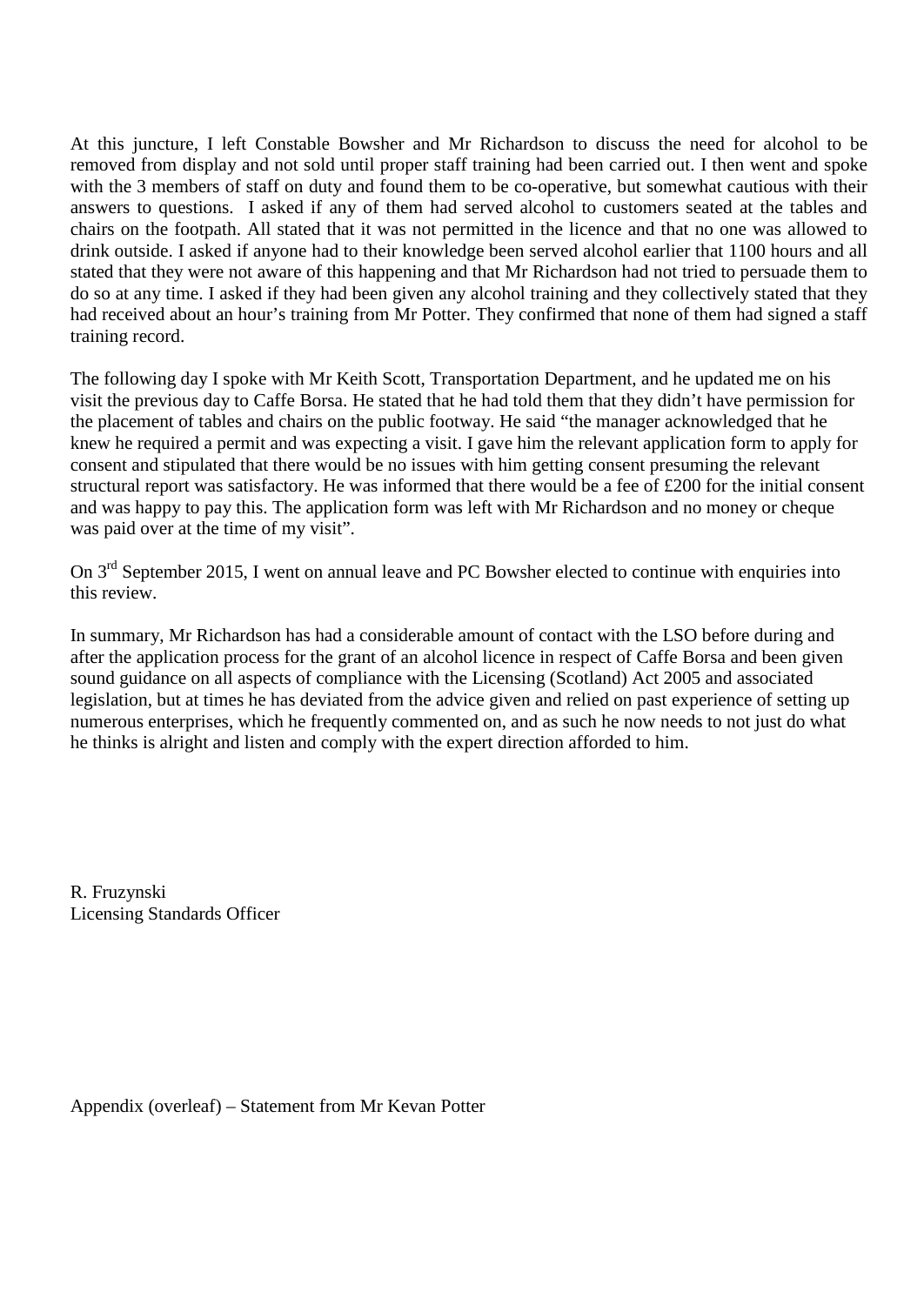At this juncture, I left Constable Bowsher and Mr Richardson to discuss the need for alcohol to be removed from display and not sold until proper staff training had been carried out. I then went and spoke with the 3 members of staff on duty and found them to be co-operative, but somewhat cautious with their answers to questions. I asked if any of them had served alcohol to customers seated at the tables and chairs on the footpath. All stated that it was not permitted in the licence and that no one was allowed to drink outside. I asked if anyone had to their knowledge been served alcohol earlier that 1100 hours and all stated that they were not aware of this happening and that Mr Richardson had not tried to persuade them to do so at any time. I asked if they had been given any alcohol training and they collectively stated that they had received about an hour's training from Mr Potter. They confirmed that none of them had signed a staff training record.

The following day I spoke with Mr Keith Scott, Transportation Department, and he updated me on his visit the previous day to Caffe Borsa. He stated that he had told them that they didn't have permission for the placement of tables and chairs on the public footway. He said "the manager acknowledged that he knew he required a permit and was expecting a visit. I gave him the relevant application form to apply for consent and stipulated that there would be no issues with him getting consent presuming the relevant structural report was satisfactory. He was informed that there would be a fee of £200 for the initial consent and was happy to pay this. The application form was left with Mr Richardson and no money or cheque was paid over at the time of my visit".

On 3rd September 2015, I went on annual leave and PC Bowsher elected to continue with enquiries into this review.

In summary, Mr Richardson has had a considerable amount of contact with the LSO before during and after the application process for the grant of an alcohol licence in respect of Caffe Borsa and been given sound guidance on all aspects of compliance with the Licensing (Scotland) Act 2005 and associated legislation, but at times he has deviated from the advice given and relied on past experience of setting up numerous enterprises, which he frequently commented on, and as such he now needs to not just do what he thinks is alright and listen and comply with the expert direction afforded to him.

R. Fruzynski
Licensing Standards Officer

Appendix (overleaf) – Statement from Mr Kevan Potter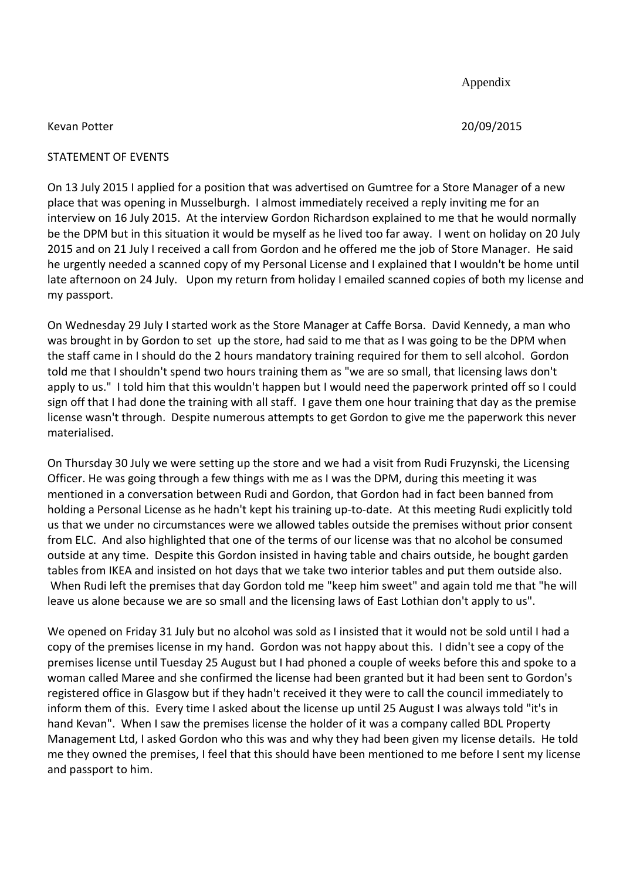Appendix

Kevan Potter 20/09/2015

STATEMENT OF EVENTS

On 13 July 2015 I applied for a position that was advertised on Gumtree for a Store Manager of a new place that was opening in Musselburgh. I almost immediately received a reply inviting me for an interview on 16 July 2015. At the interview Gordon Richardson explained to me that he would normally be the DPM but in this situation it would be myself as he lived too far away. I went on holiday on 20 July 2015 and on 21 July I received a call from Gordon and he offered me the job of Store Manager. He said he urgently needed a scanned copy of my Personal License and I explained that I wouldn't be home until late afternoon on 24 July. Upon my return from holiday I emailed scanned copies of both my license and my passport.

On Wednesday 29 July I started work as the Store Manager at Caffe Borsa. David Kennedy, a man who was brought in by Gordon to set up the store, had said to me that as I was going to be the DPM when the staff came in I should do the 2 hours mandatory training required for them to sell alcohol. Gordon told me that I shouldn't spend two hours training them as "we are so small, that licensing laws don't apply to us." I told him that this wouldn't happen but I would need the paperwork printed off so I could sign off that I had done the training with all staff. I gave them one hour training that day as the premise license wasn't through. Despite numerous attempts to get Gordon to give me the paperwork this never materialised.

On Thursday 30 July we were setting up the store and we had a visit from Rudi Fruzynski, the Licensing Officer. He was going through a few things with me as I was the DPM, during this meeting it was mentioned in a conversation between Rudi and Gordon, that Gordon had in fact been banned from holding a Personal License as he hadn't kept his training up-to-date. At this meeting Rudi explicitly told us that we under no circumstances were we allowed tables outside the premises without prior consent from ELC. And also highlighted that one of the terms of our license was that no alcohol be consumed outside at any time. Despite this Gordon insisted in having table and chairs outside, he bought garden tables from IKEA and insisted on hot days that we take two interior tables and put them outside also. When Rudi left the premises that day Gordon told me "keep him sweet" and again told me that "he will leave us alone because we are so small and the licensing laws of East Lothian don't apply to us".

We opened on Friday 31 July but no alcohol was sold as I insisted that it would not be sold until I had a copy of the premises license in my hand. Gordon was not happy about this. I didn't see a copy of the premises license until Tuesday 25 August but I had phoned a couple of weeks before this and spoke to a woman called Maree and she confirmed the license had been granted but it had been sent to Gordon's registered office in Glasgow but if they hadn't received it they were to call the council immediately to inform them of this. Every time I asked about the license up until 25 August I was always told "it's in hand Kevan". When I saw the premises license the holder of it was a company called BDL Property Management Ltd, I asked Gordon who this was and why they had been given my license details. He told me they owned the premises, I feel that this should have been mentioned to me before I sent my license and passport to him.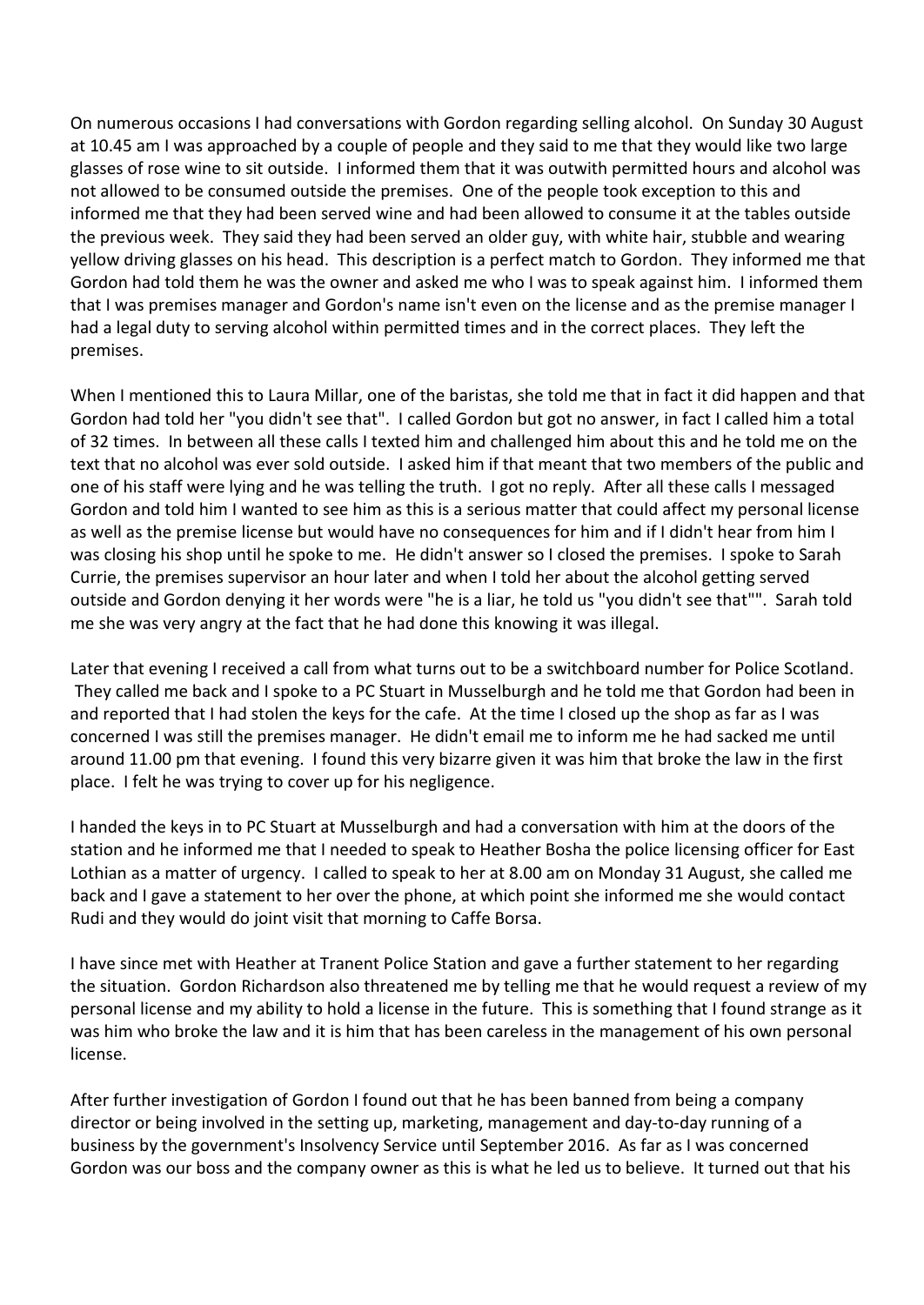On numerous occasions I had conversations with Gordon regarding selling alcohol. On Sunday 30 August at 10.45 am I was approached by a couple of people and they said to me that they would like two large glasses of rose wine to sit outside. I informed them that it was outwith permitted hours and alcohol was not allowed to be consumed outside the premises. One of the people took exception to this and informed me that they had been served wine and had been allowed to consume it at the tables outside the previous week. They said they had been served an older guy, with white hair, stubble and wearing yellow driving glasses on his head. This description is a perfect match to Gordon. They informed me that Gordon had told them he was the owner and asked me who I was to speak against him. I informed them that I was premises manager and Gordon's name isn't even on the license and as the premise manager I had a legal duty to serving alcohol within permitted times and in the correct places. They left the premises.

When I mentioned this to Laura Millar, one of the baristas, she told me that in fact it did happen and that Gordon had told her "you didn't see that". I called Gordon but got no answer, in fact I called him a total of 32 times. In between all these calls I texted him and challenged him about this and he told me on the text that no alcohol was ever sold outside. I asked him if that meant that two members of the public and one of his staff were lying and he was telling the truth. I got no reply. After all these calls I messaged Gordon and told him I wanted to see him as this is a serious matter that could affect my personal license as well as the premise license but would have no consequences for him and if I didn't hear from him I was closing his shop until he spoke to me. He didn't answer so I closed the premises. I spoke to Sarah Currie, the premises supervisor an hour later and when I told her about the alcohol getting served outside and Gordon denying it her words were "he is a liar, he told us "you didn't see that"". Sarah told me she was very angry at the fact that he had done this knowing it was illegal.

Later that evening I received a call from what turns out to be a switchboard number for Police Scotland. They called me back and I spoke to a PC Stuart in Musselburgh and he told me that Gordon had been in and reported that I had stolen the keys for the cafe. At the time I closed up the shop as far as I was concerned I was still the premises manager. He didn't email me to inform me he had sacked me until around 11.00 pm that evening. I found this very bizarre given it was him that broke the law in the first place. I felt he was trying to cover up for his negligence.

I handed the keys in to PC Stuart at Musselburgh and had a conversation with him at the doors of the station and he informed me that I needed to speak to Heather Bosha the police licensing officer for East Lothian as a matter of urgency. I called to speak to her at 8.00 am on Monday 31 August, she called me back and I gave a statement to her over the phone, at which point she informed me she would contact Rudi and they would do joint visit that morning to Caffe Borsa.

I have since met with Heather at Tranent Police Station and gave a further statement to her regarding the situation. Gordon Richardson also threatened me by telling me that he would request a review of my personal license and my ability to hold a license in the future. This is something that I found strange as it was him who broke the law and it is him that has been careless in the management of his own personal license.

After further investigation of Gordon I found out that he has been banned from being a company director or being involved in the setting up, marketing, management and day-to-day running of a business by the government's Insolvency Service until September 2016. As far as I was concerned Gordon was our boss and the company owner as this is what he led us to believe. It turned out that his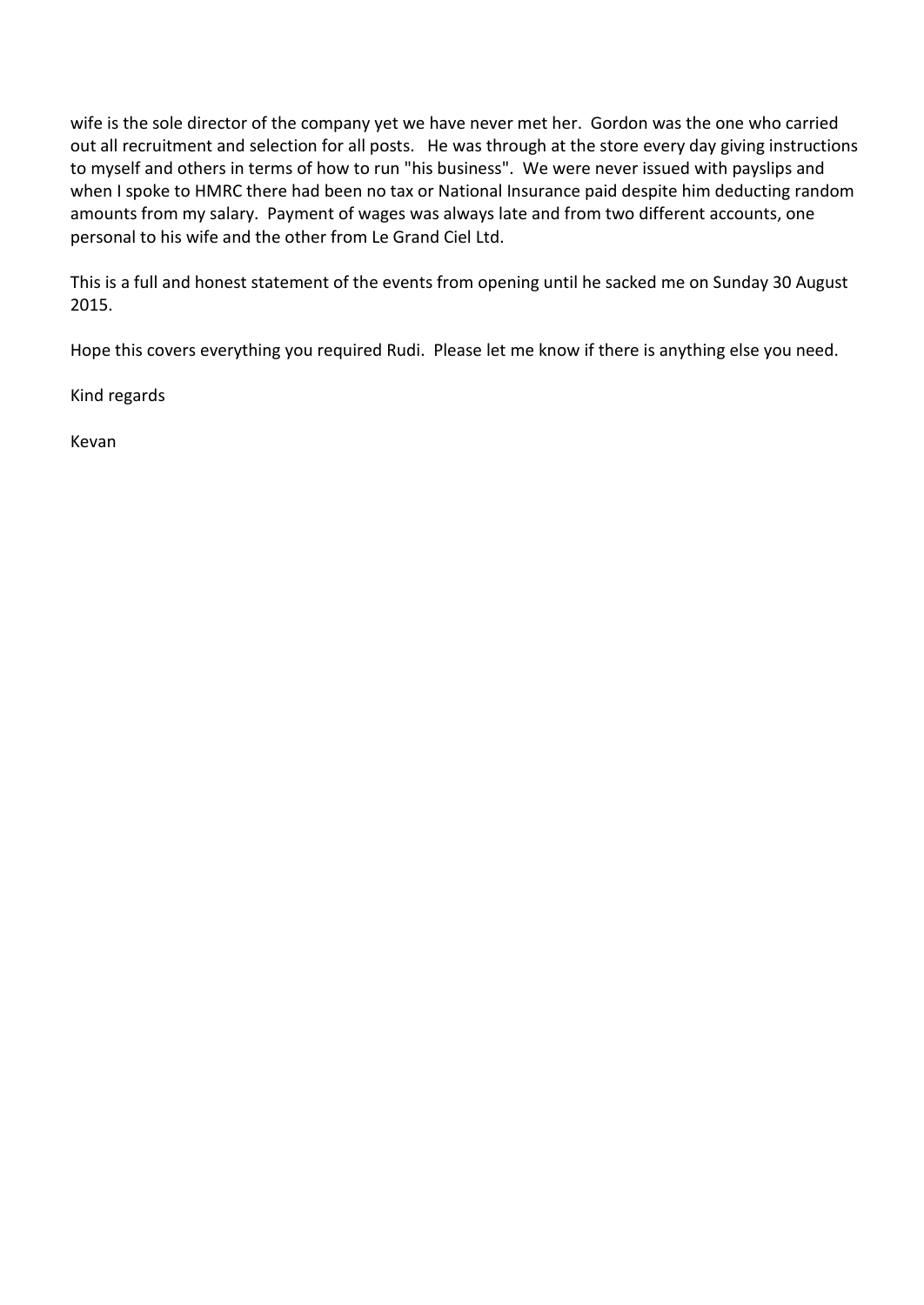wife is the sole director of the company yet we have never met her. Gordon was the one who carried out all recruitment and selection for all posts. He was through at the store every day giving instructions to myself and others in terms of how to run "his business". We were never issued with payslips and when I spoke to HMRC there had been no tax or National Insurance paid despite him deducting random amounts from my salary. Payment of wages was always late and from two different accounts, one personal to his wife and the other from Le Grand Ciel Ltd.

This is a full and honest statement of the events from opening until he sacked me on Sunday 30 August 2015.

Hope this covers everything you required Rudi. Please let me know if there is anything else you need.

Kind regards

Kevan